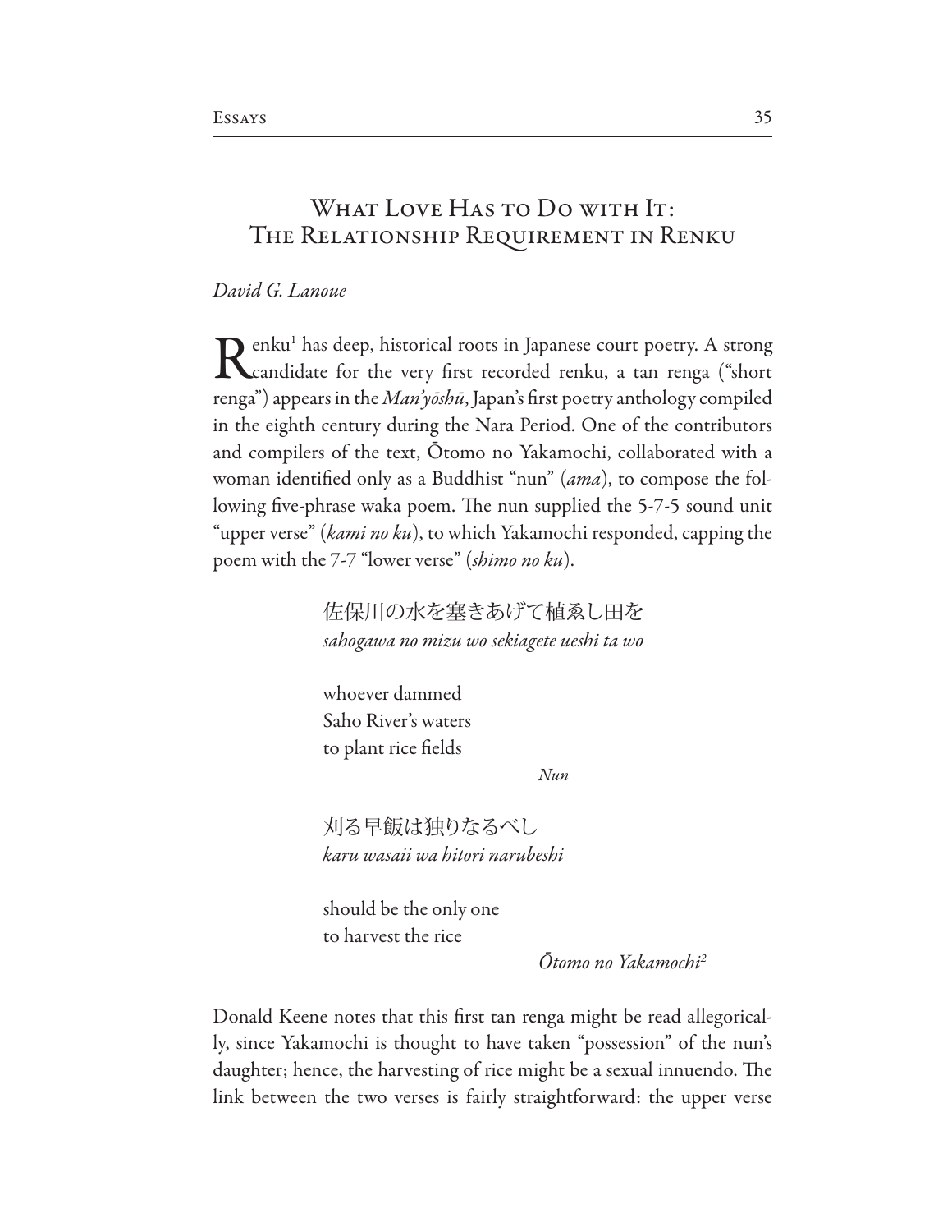# What Love Has to Do with It: The Relationship Requirement in Renku

*David G. Lanoue*

Renku[1] has deep, historical roots in Japanese court poetry. A strong candidate for the very first recorded renku, a tan renga ("short renga") appears in the *Man'yōshū*, Japan's first poetry anthology compiled in the eighth century during the Nara Period. One of the contributors and compilers of the text, Ōtomo no Yakamochi, collaborated with a woman identified only as a Buddhist "nun" (*ama*), to compose the following five-phrase waka poem. The nun supplied the 5-7-5 sound unit "upper verse" (*kami no ku*), to which Yakamochi responded, capping the poem with the 7-7 "lower verse" (*shimo no ku*).

> 佐保川の水を塞きあげて植ゑし田を
> *sahogawa no mizu wo sekiagete ueshi ta wo*
>
> whoever dammed
> Saho River's waters
> to plant rice fields
>
> *Nun*
>
> 刈る早飯は独りなるべし
> *karu wasaii wa hitori narubeshi*
>
> should be the only one
> to harvest the rice
>
> *Ōtomo no Yakamochi*[2]

Donald Keene notes that this first tan renga might be read allegorically, since Yakamochi is thought to have taken "possession" of the nun's daughter; hence, the harvesting of rice might be a sexual innuendo. The link between the two verses is fairly straightforward: the upper verse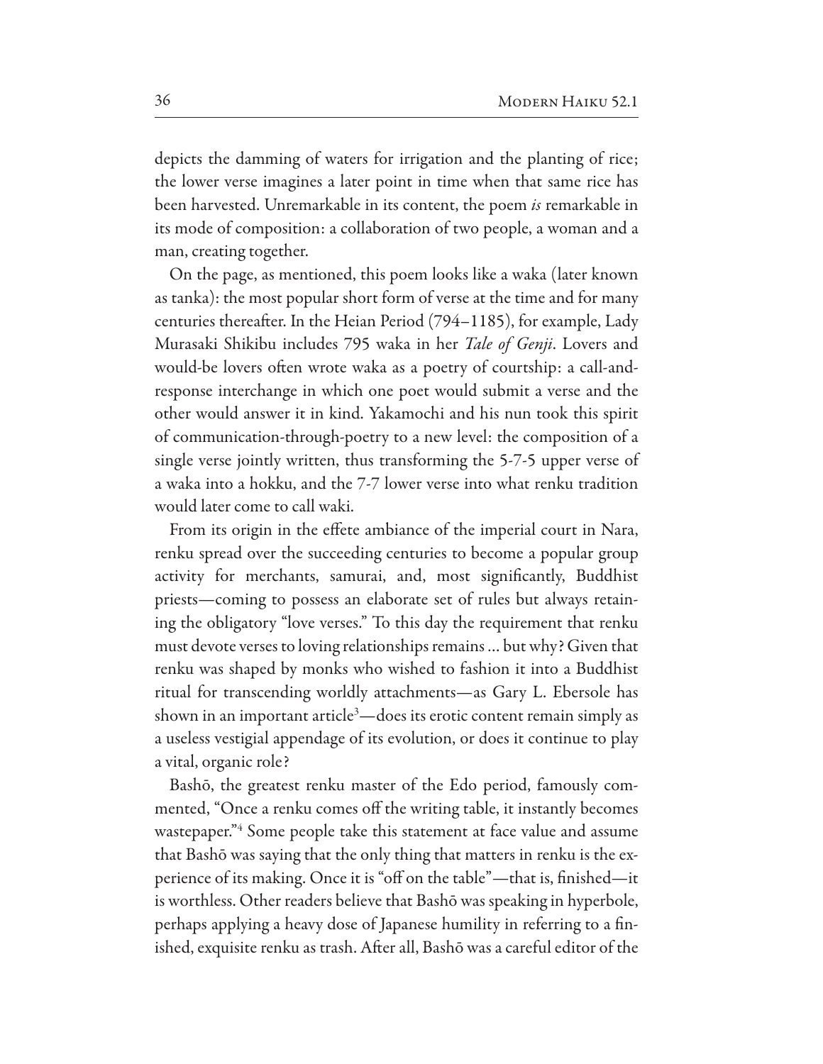depicts the damming of waters for irrigation and the planting of rice; the lower verse imagines a later point in time when that same rice has been harvested. Unremarkable in its content, the poem *is* remarkable in its mode of composition: a collaboration of two people, a woman and a man, creating together.

On the page, as mentioned, this poem looks like a waka (later known as tanka): the most popular short form of verse at the time and for many centuries thereafter. In the Heian Period (794–1185), for example, Lady Murasaki Shikibu includes 795 waka in her *Tale of Genji*. Lovers and would-be lovers often wrote waka as a poetry of courtship: a call-and-response interchange in which one poet would submit a verse and the other would answer it in kind. Yakamochi and his nun took this spirit of communication-through-poetry to a new level: the composition of a single verse jointly written, thus transforming the 5-7-5 upper verse of a waka into a hokku, and the 7-7 lower verse into what renku tradition would later come to call waki.

From its origin in the effete ambiance of the imperial court in Nara, renku spread over the succeeding centuries to become a popular group activity for merchants, samurai, and, most significantly, Buddhist priests—coming to possess an elaborate set of rules but always retaining the obligatory "love verses." To this day the requirement that renku must devote verses to loving relationships remains … but why? Given that renku was shaped by monks who wished to fashion it into a Buddhist ritual for transcending worldly attachments—as Gary L. Ebersole has shown in an important article[3]—does its erotic content remain simply as a useless vestigial appendage of its evolution, or does it continue to play a vital, organic role?

Bashō, the greatest renku master of the Edo period, famously commented, "Once a renku comes off the writing table, it instantly becomes wastepaper."[4] Some people take this statement at face value and assume that Bashō was saying that the only thing that matters in renku is the experience of its making. Once it is "off on the table"—that is, finished—it is worthless. Other readers believe that Bashō was speaking in hyperbole, perhaps applying a heavy dose of Japanese humility in referring to a finished, exquisite renku as trash. After all, Bashō was a careful editor of the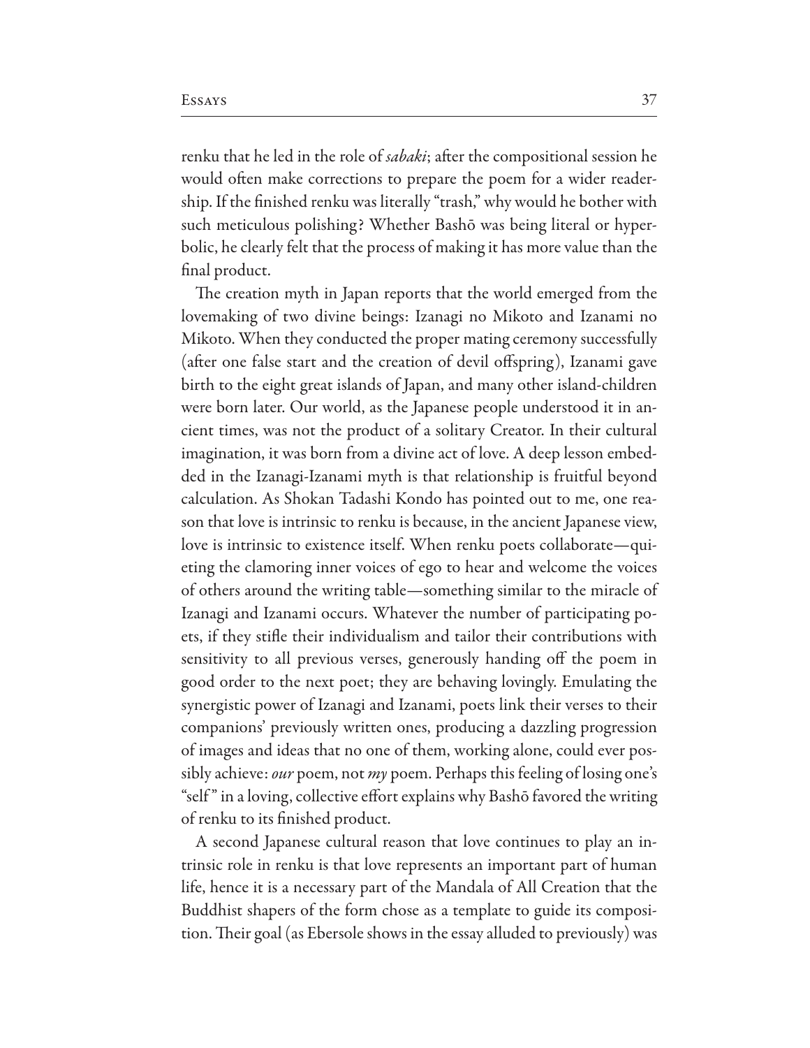renku that he led in the role of *sabaki*; after the compositional session he would often make corrections to prepare the poem for a wider readership. If the finished renku was literally "trash," why would he bother with such meticulous polishing? Whether Bashō was being literal or hyperbolic, he clearly felt that the process of making it has more value than the final product.

The creation myth in Japan reports that the world emerged from the lovemaking of two divine beings: Izanagi no Mikoto and Izanami no Mikoto. When they conducted the proper mating ceremony successfully (after one false start and the creation of devil offspring), Izanami gave birth to the eight great islands of Japan, and many other island-children were born later. Our world, as the Japanese people understood it in ancient times, was not the product of a solitary Creator. In their cultural imagination, it was born from a divine act of love. A deep lesson embedded in the Izanagi-Izanami myth is that relationship is fruitful beyond calculation. As Shokan Tadashi Kondo has pointed out to me, one reason that love is intrinsic to renku is because, in the ancient Japanese view, love is intrinsic to existence itself. When renku poets collaborate—quieting the clamoring inner voices of ego to hear and welcome the voices of others around the writing table—something similar to the miracle of Izanagi and Izanami occurs. Whatever the number of participating poets, if they stifle their individualism and tailor their contributions with sensitivity to all previous verses, generously handing off the poem in good order to the next poet; they are behaving lovingly. Emulating the synergistic power of Izanagi and Izanami, poets link their verses to their companions' previously written ones, producing a dazzling progression of images and ideas that no one of them, working alone, could ever possibly achieve: *our* poem, not *my* poem. Perhaps this feeling of losing one's "self" in a loving, collective effort explains why Bashō favored the writing of renku to its finished product.

A second Japanese cultural reason that love continues to play an intrinsic role in renku is that love represents an important part of human life, hence it is a necessary part of the Mandala of All Creation that the Buddhist shapers of the form chose as a template to guide its composition. Their goal (as Ebersole shows in the essay alluded to previously) was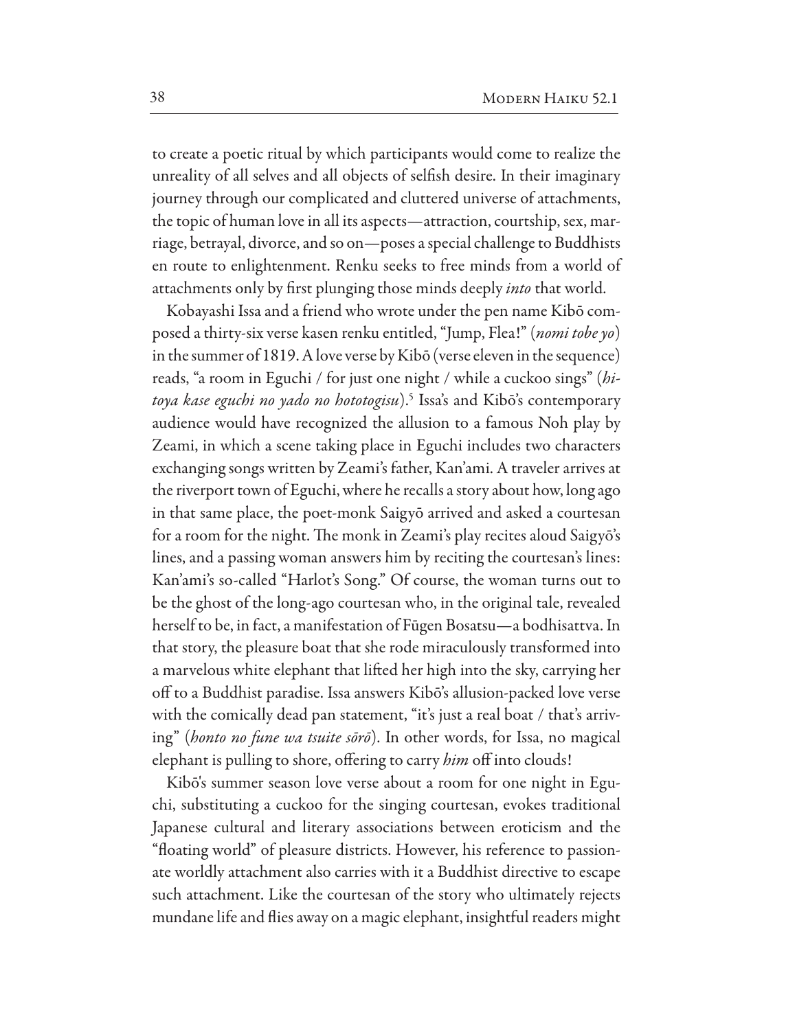to create a poetic ritual by which participants would come to realize the unreality of all selves and all objects of selfish desire. In their imaginary journey through our complicated and cluttered universe of attachments, the topic of human love in all its aspects—attraction, courtship, sex, marriage, betrayal, divorce, and so on—poses a special challenge to Buddhists en route to enlightenment. Renku seeks to free minds from a world of attachments only by first plunging those minds deeply *into* that world.

Kobayashi Issa and a friend who wrote under the pen name Kibō composed a thirty-six verse kasen renku entitled, "Jump, Flea!" (*nomi tobe yo*) in the summer of 1819. A love verse by Kibō (verse eleven in the sequence) reads, "a room in Eguchi / for just one night / while a cuckoo sings" (*hitoya kase eguchi no yado no hototogisu*).[5] Issa's and Kibō's contemporary audience would have recognized the allusion to a famous Noh play by Zeami, in which a scene taking place in Eguchi includes two characters exchanging songs written by Zeami's father, Kan'ami. A traveler arrives at the riverport town of Eguchi, where he recalls a story about how, long ago in that same place, the poet-monk Saigyō arrived and asked a courtesan for a room for the night. The monk in Zeami's play recites aloud Saigyō's lines, and a passing woman answers him by reciting the courtesan's lines: Kan'ami's so-called "Harlot's Song." Of course, the woman turns out to be the ghost of the long-ago courtesan who, in the original tale, revealed herself to be, in fact, a manifestation of Fūgen Bosatsu—a bodhisattva. In that story, the pleasure boat that she rode miraculously transformed into a marvelous white elephant that lifted her high into the sky, carrying her off to a Buddhist paradise. Issa answers Kibō's allusion-packed love verse with the comically dead pan statement, "it's just a real boat / that's arriving" (*honto no fune wa tsuite sōrō*). In other words, for Issa, no magical elephant is pulling to shore, offering to carry *him* off into clouds!

Kibō's summer season love verse about a room for one night in Eguchi, substituting a cuckoo for the singing courtesan, evokes traditional Japanese cultural and literary associations between eroticism and the "floating world" of pleasure districts. However, his reference to passionate worldly attachment also carries with it a Buddhist directive to escape such attachment. Like the courtesan of the story who ultimately rejects mundane life and flies away on a magic elephant, insightful readers might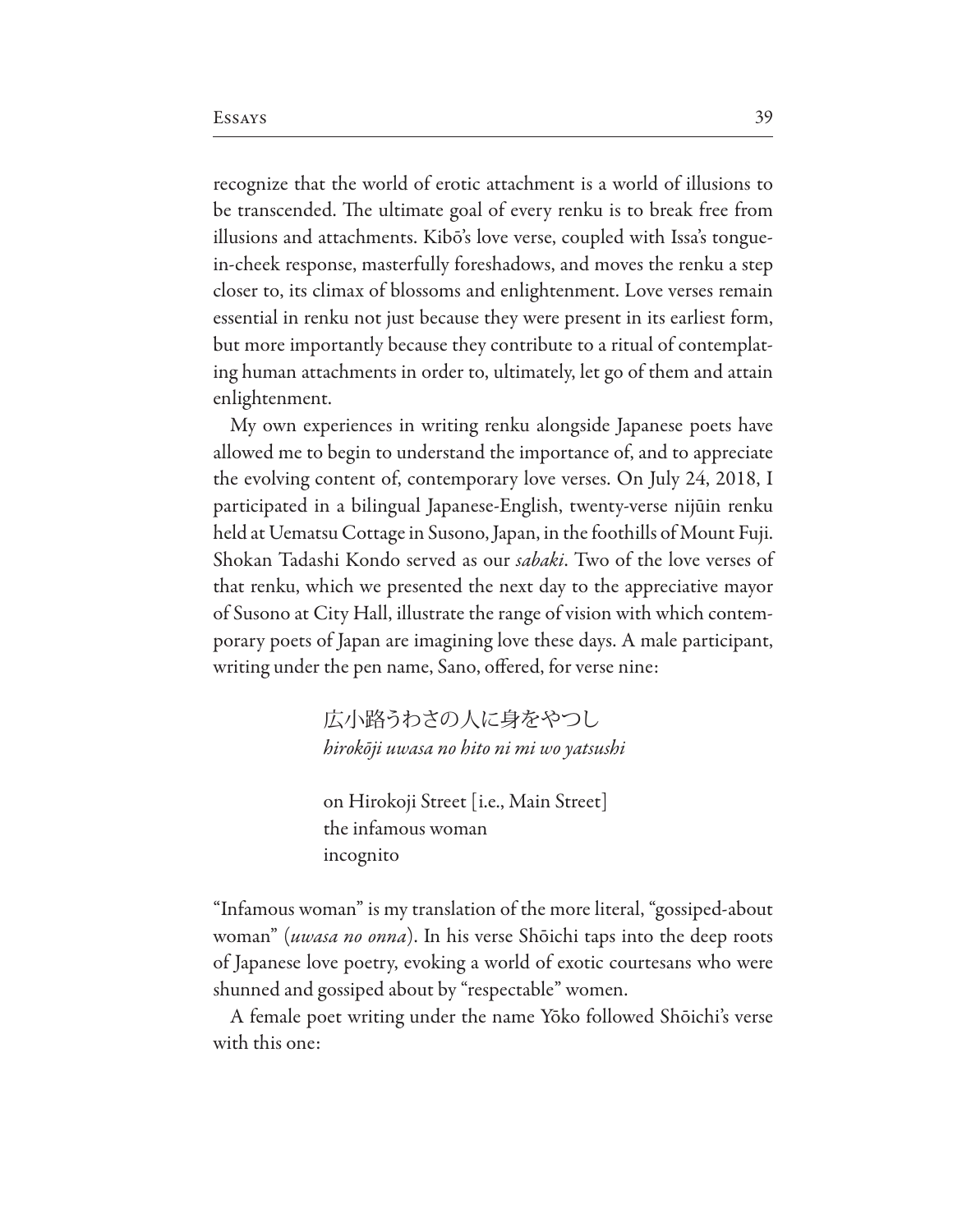recognize that the world of erotic attachment is a world of illusions to be transcended. The ultimate goal of every renku is to break free from illusions and attachments. Kibō's love verse, coupled with Issa's tongue-in-cheek response, masterfully foreshadows, and moves the renku a step closer to, its climax of blossoms and enlightenment. Love verses remain essential in renku not just because they were present in its earliest form, but more importantly because they contribute to a ritual of contemplating human attachments in order to, ultimately, let go of them and attain enlightenment.

My own experiences in writing renku alongside Japanese poets have allowed me to begin to understand the importance of, and to appreciate the evolving content of, contemporary love verses. On July 24, 2018, I participated in a bilingual Japanese-English, twenty-verse nijūin renku held at Uematsu Cottage in Susono, Japan, in the foothills of Mount Fuji. Shokan Tadashi Kondo served as our *sabaki*. Two of the love verses of that renku, which we presented the next day to the appreciative mayor of Susono at City Hall, illustrate the range of vision with which contemporary poets of Japan are imagining love these days. A male participant, writing under the pen name, Sano, offered, for verse nine:

> 広小路うわさの人に身をやつし
> *hirokōji uwasa no hito ni mi wo yatsushi*
>
> on Hirokoji Street [i.e., Main Street]
> the infamous woman
> incognito

"Infamous woman" is my translation of the more literal, "gossiped-about woman" (*uwasa no onna*). In his verse Shōichi taps into the deep roots of Japanese love poetry, evoking a world of exotic courtesans who were shunned and gossiped about by "respectable" women.

A female poet writing under the name Yōko followed Shōichi's verse with this one: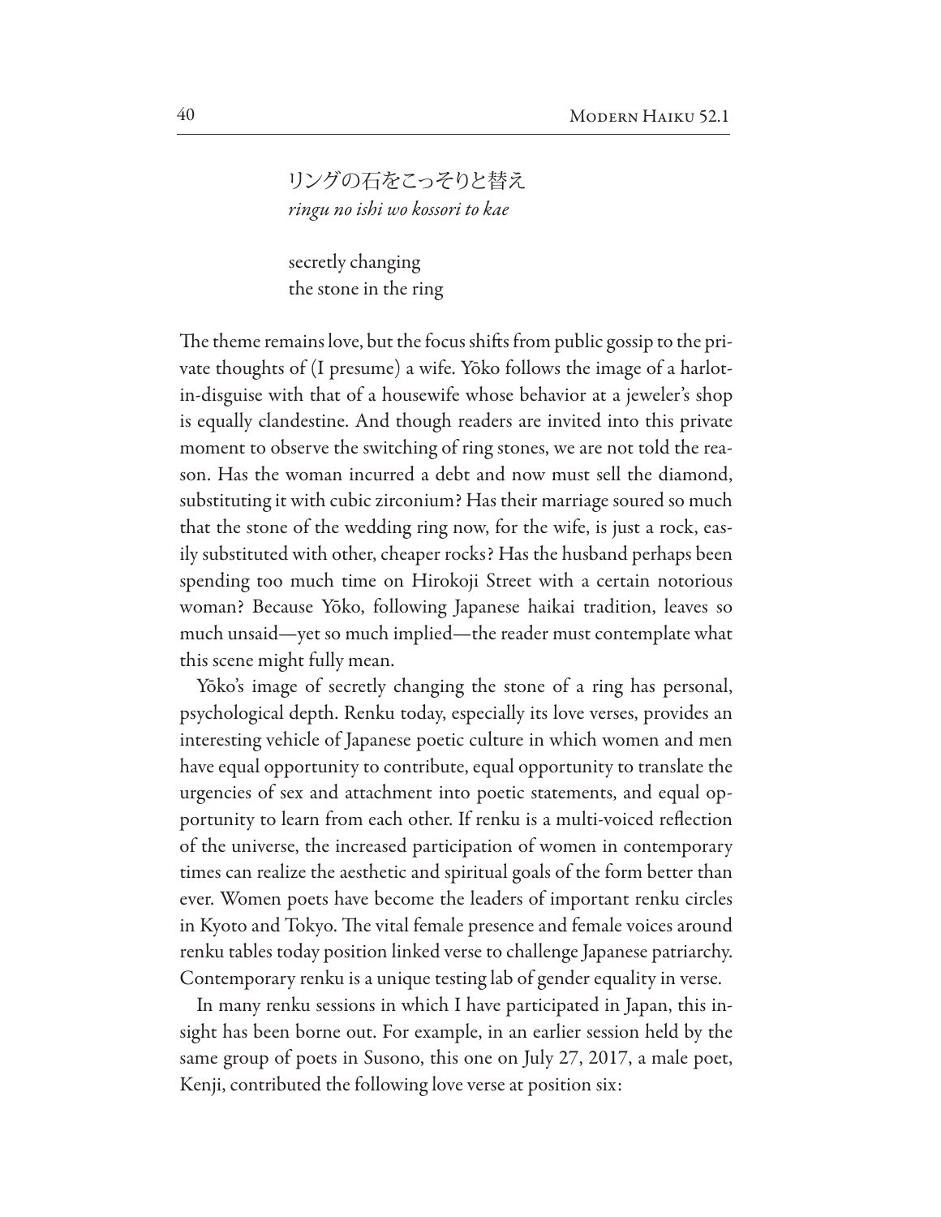リングの石をこっそりと替え
*ringu no ishi wo kossori to kae*

secretly changing
the stone in the ring

The theme remains love, but the focus shifts from public gossip to the private thoughts of (I presume) a wife. Yōko follows the image of a harlot-in-disguise with that of a housewife whose behavior at a jeweler's shop is equally clandestine. And though readers are invited into this private moment to observe the switching of ring stones, we are not told the reason. Has the woman incurred a debt and now must sell the diamond, substituting it with cubic zirconium? Has their marriage soured so much that the stone of the wedding ring now, for the wife, is just a rock, easily substituted with other, cheaper rocks? Has the husband perhaps been spending too much time on Hirokoji Street with a certain notorious woman? Because Yōko, following Japanese haikai tradition, leaves so much unsaid—yet so much implied—the reader must contemplate what this scene might fully mean.

Yōko's image of secretly changing the stone of a ring has personal, psychological depth. Renku today, especially its love verses, provides an interesting vehicle of Japanese poetic culture in which women and men have equal opportunity to contribute, equal opportunity to translate the urgencies of sex and attachment into poetic statements, and equal opportunity to learn from each other. If renku is a multi-voiced reflection of the universe, the increased participation of women in contemporary times can realize the aesthetic and spiritual goals of the form better than ever. Women poets have become the leaders of important renku circles in Kyoto and Tokyo. The vital female presence and female voices around renku tables today position linked verse to challenge Japanese patriarchy. Contemporary renku is a unique testing lab of gender equality in verse.

In many renku sessions in which I have participated in Japan, this insight has been borne out. For example, in an earlier session held by the same group of poets in Susono, this one on July 27, 2017, a male poet, Kenji, contributed the following love verse at position six: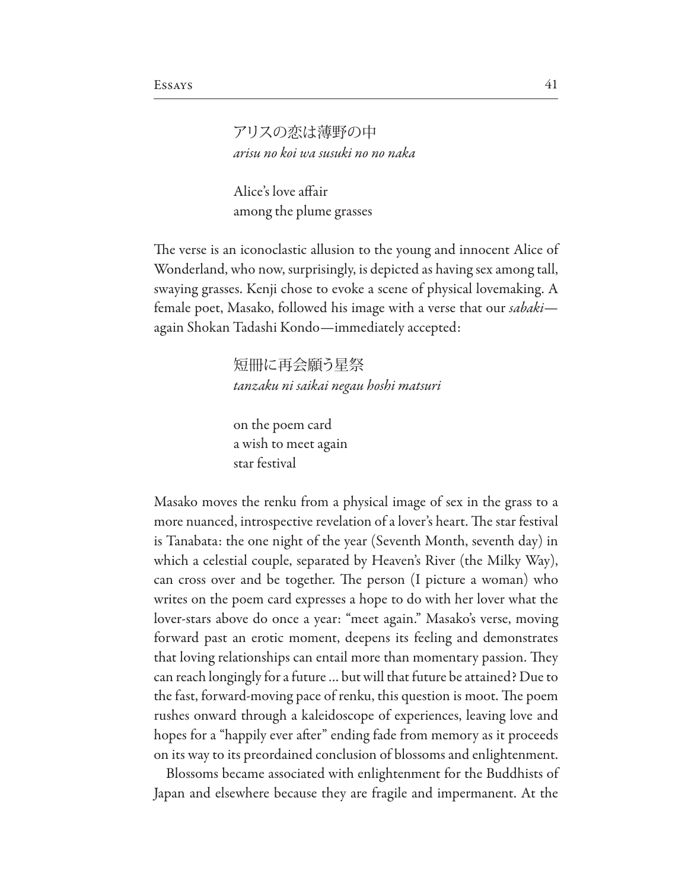アリスの恋は薄野の中
*arisu no koi wa susuki no no naka*

Alice's love affair
among the plume grasses

The verse is an iconoclastic allusion to the young and innocent Alice of Wonderland, who now, surprisingly, is depicted as having sex among tall, swaying grasses. Kenji chose to evoke a scene of physical lovemaking. A female poet, Masako, followed his image with a verse that our *sabaki*—again Shokan Tadashi Kondo—immediately accepted:

短冊に再会願う星祭
*tanzaku ni saikai negau hoshi matsuri*

on the poem card
a wish to meet again
star festival

Masako moves the renku from a physical image of sex in the grass to a more nuanced, introspective revelation of a lover's heart. The star festival is Tanabata: the one night of the year (Seventh Month, seventh day) in which a celestial couple, separated by Heaven's River (the Milky Way), can cross over and be together. The person (I picture a woman) who writes on the poem card expresses a hope to do with her lover what the lover-stars above do once a year: "meet again." Masako's verse, moving forward past an erotic moment, deepens its feeling and demonstrates that loving relationships can entail more than momentary passion. They can reach longingly for a future ... but will that future be attained? Due to the fast, forward-moving pace of renku, this question is moot. The poem rushes onward through a kaleidoscope of experiences, leaving love and hopes for a "happily ever after" ending fade from memory as it proceeds on its way to its preordained conclusion of blossoms and enlightenment.

Blossoms became associated with enlightenment for the Buddhists of Japan and elsewhere because they are fragile and impermanent. At the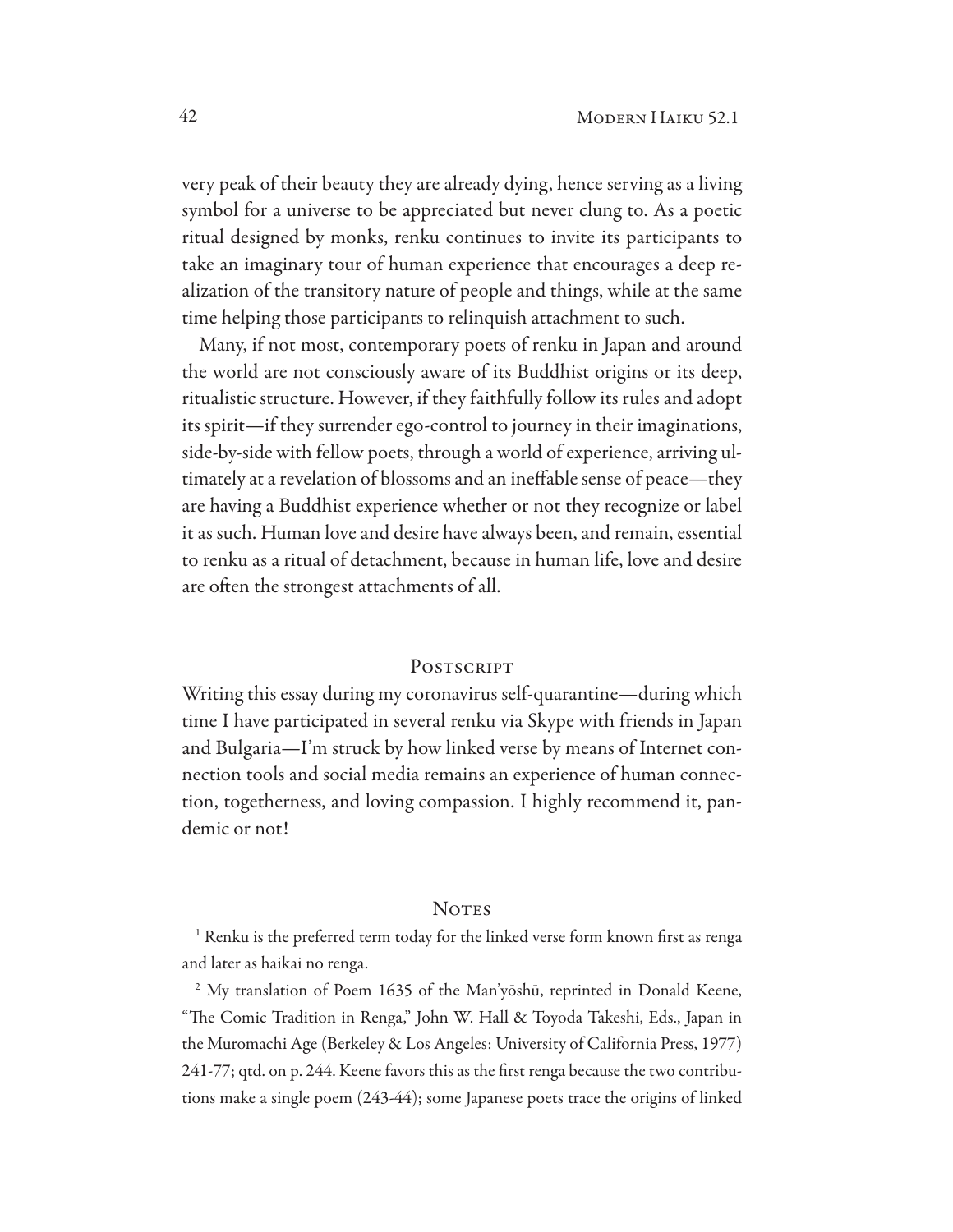very peak of their beauty they are already dying, hence serving as a living symbol for a universe to be appreciated but never clung to. As a poetic ritual designed by monks, renku continues to invite its participants to take an imaginary tour of human experience that encourages a deep realization of the transitory nature of people and things, while at the same time helping those participants to relinquish attachment to such.

Many, if not most, contemporary poets of renku in Japan and around the world are not consciously aware of its Buddhist origins or its deep, ritualistic structure. However, if they faithfully follow its rules and adopt its spirit—if they surrender ego-control to journey in their imaginations, side-by-side with fellow poets, through a world of experience, arriving ultimately at a revelation of blossoms and an ineffable sense of peace—they are having a Buddhist experience whether or not they recognize or label it as such. Human love and desire have always been, and remain, essential to renku as a ritual of detachment, because in human life, love and desire are often the strongest attachments of all.

## Postscript

Writing this essay during my coronavirus self-quarantine—during which time I have participated in several renku via Skype with friends in Japan and Bulgaria—I'm struck by how linked verse by means of Internet connection tools and social media remains an experience of human connection, togetherness, and loving compassion. I highly recommend it, pandemic or not!

## Notes

[1] Renku is the preferred term today for the linked verse form known first as renga and later as haikai no renga.

[2] My translation of Poem 1635 of the Man'yōshū, reprinted in Donald Keene, "The Comic Tradition in Renga," John W. Hall & Toyoda Takeshi, Eds., Japan in the Muromachi Age (Berkeley & Los Angeles: University of California Press, 1977) 241-77; qtd. on p. 244. Keene favors this as the first renga because the two contributions make a single poem (243-44); some Japanese poets trace the origins of linked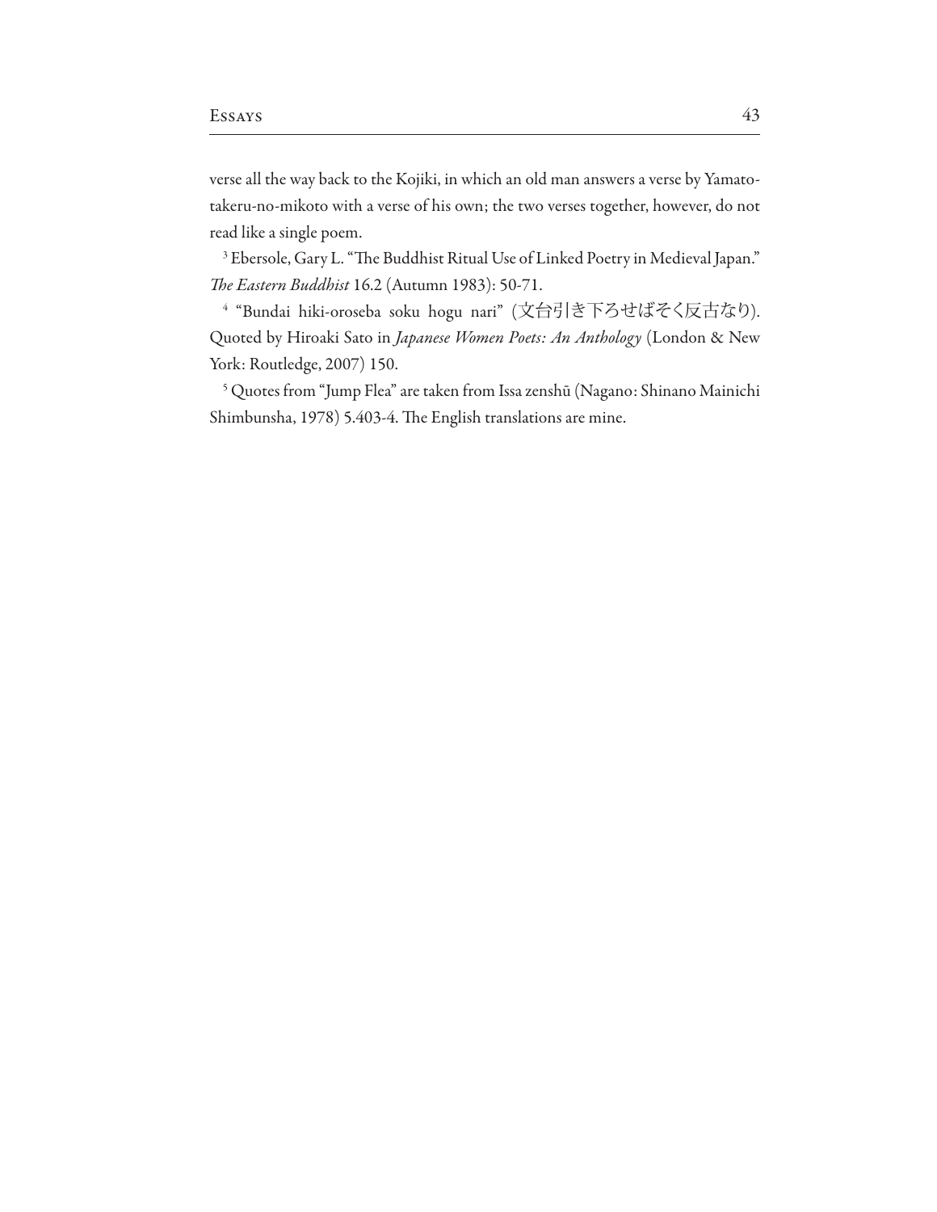verse all the way back to the Kojiki, in which an old man answers a verse by Yamato-takeru-no-mikoto with a verse of his own; the two verses together, however, do not read like a single poem.

[3] Ebersole, Gary L. "The Buddhist Ritual Use of Linked Poetry in Medieval Japan." *The Eastern Buddhist* 16.2 (Autumn 1983): 50-71.

[4] "Bundai hiki-oroseba soku hogu nari" (文台引き下ろせばそく反古なり). Quoted by Hiroaki Sato in *Japanese Women Poets: An Anthology* (London & New York: Routledge, 2007) 150.

[5] Quotes from "Jump Flea" are taken from Issa zenshū (Nagano: Shinano Mainichi Shimbunsha, 1978) 5.403-4. The English translations are mine.